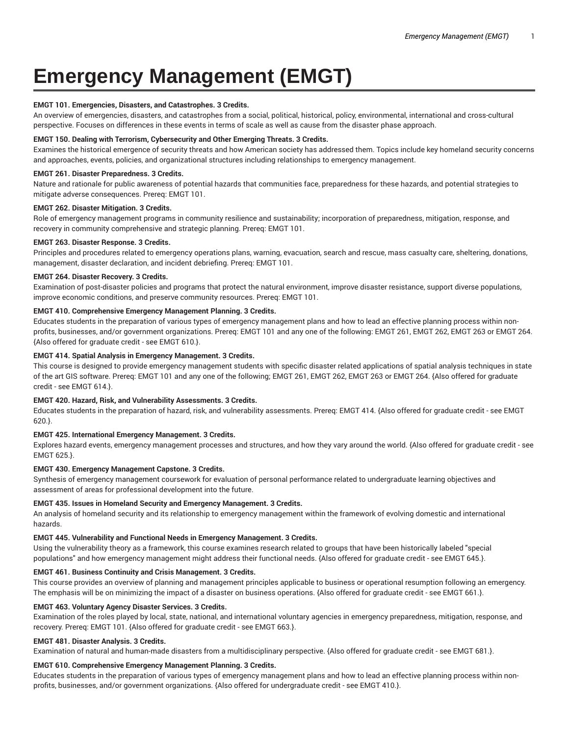# Emergency Management (EMGT)

**EMGT 101. Emergencies, Disasters, and Catastrophes. 3 Credits.**

An overview of emergencies, disasters, and catastrophes from a social, political, historical, policy, environmental, international and cross-cultural perspective. Focuses on differences in these events in terms of scale as well as cause from the disaster phase approach.

**EMGT 150. Dealing with Terrorism, Cybersecurity and Other Emerging Threats. 3 Credits.**

Examines the historical emergence of security threats and how American society has addressed them. Topics include key homeland security concerns and approaches, events, policies, and organizational structures including relationships to emergency management.

**EMGT 261. Disaster Preparedness. 3 Credits.**

Nature and rationale for public awareness of potential hazards that communities face, preparedness for these hazards, and potential strategies to mitigate adverse consequences. Prereq: EMGT 101.

**EMGT 262. Disaster Mitigation. 3 Credits.**

Role of emergency management programs in community resilience and sustainability; incorporation of preparedness, mitigation, response, and recovery in community comprehensive and strategic planning. Prereq: EMGT 101.

**EMGT 263. Disaster Response. 3 Credits.**

Principles and procedures related to emergency operations plans, warning, evacuation, search and rescue, mass casualty care, sheltering, donations, management, disaster declaration, and incident debriefing. Prereq: EMGT 101.

**EMGT 264. Disaster Recovery. 3 Credits.**

Examination of post-disaster policies and programs that protect the natural environment, improve disaster resistance, support diverse populations, improve economic conditions, and preserve community resources. Prereq: EMGT 101.

**EMGT 410. Comprehensive Emergency Management Planning. 3 Credits.**

Educates students in the preparation of various types of emergency management plans and how to lead an effective planning process within non-profits, businesses, and/or government organizations. Prereq: EMGT 101 and any one of the following: EMGT 261, EMGT 262, EMGT 263 or EMGT 264. {Also offered for graduate credit - see EMGT 610.}.

**EMGT 414. Spatial Analysis in Emergency Management. 3 Credits.**

This course is designed to provide emergency management students with specific disaster related applications of spatial analysis techniques in state of the art GIS software. Prereq: EMGT 101 and any one of the following; EMGT 261, EMGT 262, EMGT 263 or EMGT 264. {Also offered for graduate credit - see EMGT 614.}.

**EMGT 420. Hazard, Risk, and Vulnerability Assessments. 3 Credits.**

Educates students in the preparation of hazard, risk, and vulnerability assessments. Prereq: EMGT 414. {Also offered for graduate credit - see EMGT 620.}.

**EMGT 425. International Emergency Management. 3 Credits.**

Explores hazard events, emergency management processes and structures, and how they vary around the world. {Also offered for graduate credit - see EMGT 625.}.

**EMGT 430. Emergency Management Capstone. 3 Credits.**

Synthesis of emergency management coursework for evaluation of personal performance related to undergraduate learning objectives and assessment of areas for professional development into the future.

**EMGT 435. Issues in Homeland Security and Emergency Management. 3 Credits.**

An analysis of homeland security and its relationship to emergency management within the framework of evolving domestic and international hazards.

**EMGT 445. Vulnerability and Functional Needs in Emergency Management. 3 Credits.**

Using the vulnerability theory as a framework, this course examines research related to groups that have been historically labeled "special populations" and how emergency management might address their functional needs. {Also offered for graduate credit - see EMGT 645.}.

**EMGT 461. Business Continuity and Crisis Management. 3 Credits.**

This course provides an overview of planning and management principles applicable to business or operational resumption following an emergency. The emphasis will be on minimizing the impact of a disaster on business operations. {Also offered for graduate credit - see EMGT 661.}.

**EMGT 463. Voluntary Agency Disaster Services. 3 Credits.**

Examination of the roles played by local, state, national, and international voluntary agencies in emergency preparedness, mitigation, response, and recovery. Prereq: EMGT 101. {Also offered for graduate credit - see EMGT 663.}.

**EMGT 481. Disaster Analysis. 3 Credits.**

Examination of natural and human-made disasters from a multidisciplinary perspective. {Also offered for graduate credit - see EMGT 681.}.

**EMGT 610. Comprehensive Emergency Management Planning. 3 Credits.**

Educates students in the preparation of various types of emergency management plans and how to lead an effective planning process within non-profits, businesses, and/or government organizations. {Also offered for undergraduate credit - see EMGT 410.}.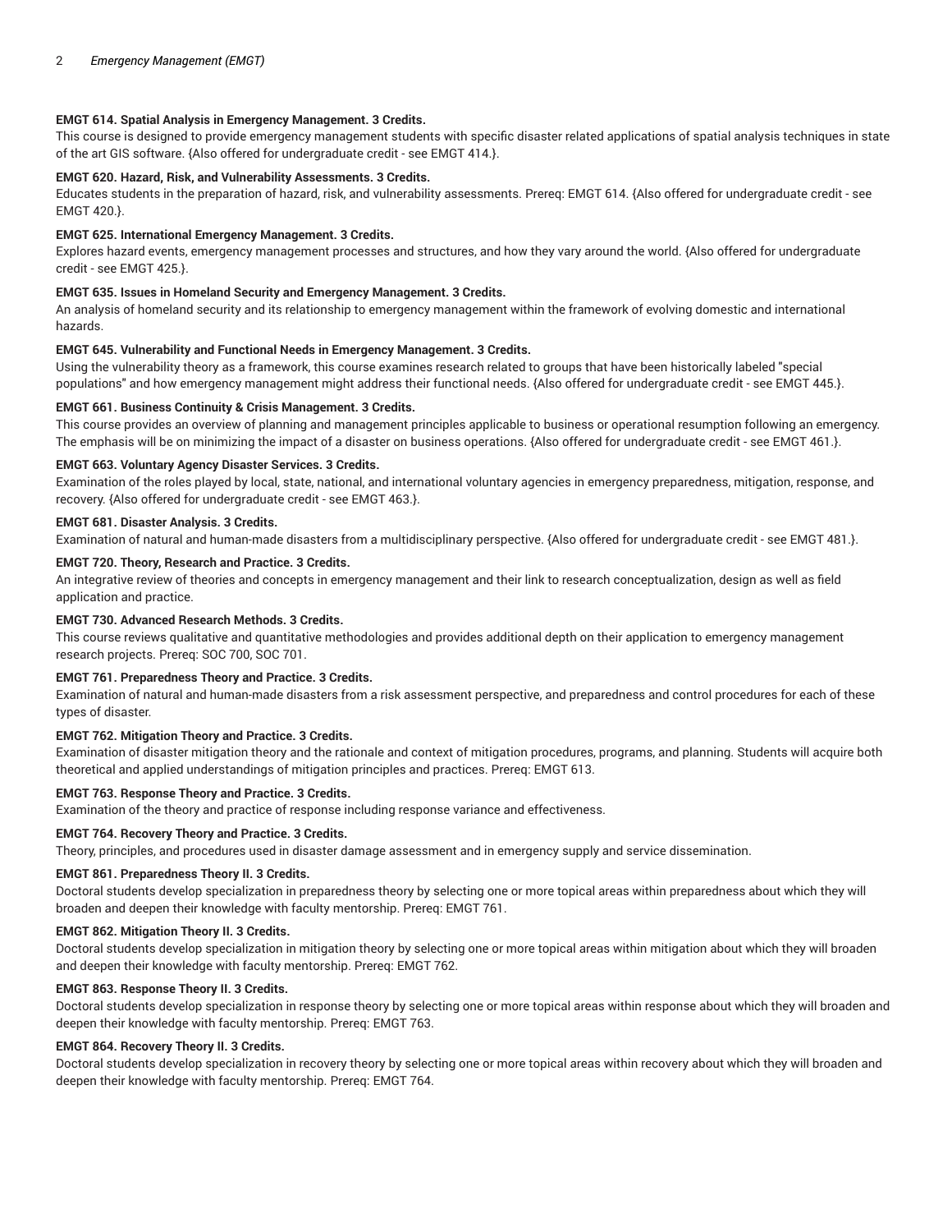**EMGT 614. Spatial Analysis in Emergency Management. 3 Credits.**

This course is designed to provide emergency management students with specific disaster related applications of spatial analysis techniques in state of the art GIS software. {Also offered for undergraduate credit - see EMGT 414.}.

**EMGT 620. Hazard, Risk, and Vulnerability Assessments. 3 Credits.**

Educates students in the preparation of hazard, risk, and vulnerability assessments. Prereq: EMGT 614. {Also offered for undergraduate credit - see EMGT 420.}.

**EMGT 625. International Emergency Management. 3 Credits.**

Explores hazard events, emergency management processes and structures, and how they vary around the world. {Also offered for undergraduate credit - see EMGT 425.}.

**EMGT 635. Issues in Homeland Security and Emergency Management. 3 Credits.**

An analysis of homeland security and its relationship to emergency management within the framework of evolving domestic and international hazards.

**EMGT 645. Vulnerability and Functional Needs in Emergency Management. 3 Credits.**

Using the vulnerability theory as a framework, this course examines research related to groups that have been historically labeled "special populations" and how emergency management might address their functional needs. {Also offered for undergraduate credit - see EMGT 445.}.

**EMGT 661. Business Continuity & Crisis Management. 3 Credits.**

This course provides an overview of planning and management principles applicable to business or operational resumption following an emergency. The emphasis will be on minimizing the impact of a disaster on business operations. {Also offered for undergraduate credit - see EMGT 461.}.

**EMGT 663. Voluntary Agency Disaster Services. 3 Credits.**

Examination of the roles played by local, state, national, and international voluntary agencies in emergency preparedness, mitigation, response, and recovery. {Also offered for undergraduate credit - see EMGT 463.}.

**EMGT 681. Disaster Analysis. 3 Credits.**

Examination of natural and human-made disasters from a multidisciplinary perspective. {Also offered for undergraduate credit - see EMGT 481.}.

**EMGT 720. Theory, Research and Practice. 3 Credits.**

An integrative review of theories and concepts in emergency management and their link to research conceptualization, design as well as field application and practice.

**EMGT 730. Advanced Research Methods. 3 Credits.**

This course reviews qualitative and quantitative methodologies and provides additional depth on their application to emergency management research projects. Prereq: SOC 700, SOC 701.

**EMGT 761. Preparedness Theory and Practice. 3 Credits.**

Examination of natural and human-made disasters from a risk assessment perspective, and preparedness and control procedures for each of these types of disaster.

**EMGT 762. Mitigation Theory and Practice. 3 Credits.**

Examination of disaster mitigation theory and the rationale and context of mitigation procedures, programs, and planning. Students will acquire both theoretical and applied understandings of mitigation principles and practices. Prereq: EMGT 613.

**EMGT 763. Response Theory and Practice. 3 Credits.**

Examination of the theory and practice of response including response variance and effectiveness.

**EMGT 764. Recovery Theory and Practice. 3 Credits.**

Theory, principles, and procedures used in disaster damage assessment and in emergency supply and service dissemination.

**EMGT 861. Preparedness Theory II. 3 Credits.**

Doctoral students develop specialization in preparedness theory by selecting one or more topical areas within preparedness about which they will broaden and deepen their knowledge with faculty mentorship. Prereq: EMGT 761.

**EMGT 862. Mitigation Theory II. 3 Credits.**

Doctoral students develop specialization in mitigation theory by selecting one or more topical areas within mitigation about which they will broaden and deepen their knowledge with faculty mentorship. Prereq: EMGT 762.

**EMGT 863. Response Theory II. 3 Credits.**

Doctoral students develop specialization in response theory by selecting one or more topical areas within response about which they will broaden and deepen their knowledge with faculty mentorship. Prereq: EMGT 763.

**EMGT 864. Recovery Theory II. 3 Credits.**

Doctoral students develop specialization in recovery theory by selecting one or more topical areas within recovery about which they will broaden and deepen their knowledge with faculty mentorship. Prereq: EMGT 764.